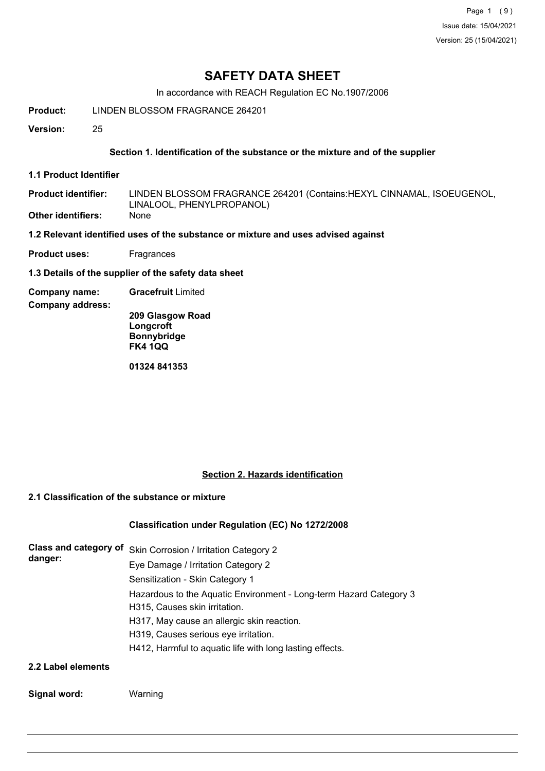# SAFETY DATA SHEET

In accordance with REACH Regulation EC No.1907/2006

**Product:** LINDEN BLOSSOM FRAGRANCE 264201

**Version:** 25

## Section 1. Identification of the substance or the mixture and of the supplier

### 1.1 Product Identifier

**Product identifier:** LINDEN BLOSSOM FRAGRANCE 264201 (Contains:HEXYL CINNAMAL, ISOEUGENOL, LINALOOL, PHENYLPROPANOL)

**Other identifiers:** None

### 1.2 Relevant identified uses of the substance or mixture and uses advised against

**Product uses:** Fragrances

### 1.3 Details of the supplier of the safety data sheet

**Company name:** **Gracefruit** Limited

**Company address:**

**209 Glasgow Road**
**Longcroft**
**Bonnybridge**
**FK4 1QQ**

**01324 841353**

## Section 2. Hazards identification

### 2.1 Classification of the substance or mixture

**Classification under Regulation (EC) No 1272/2008**

**Class and category of danger:**

Skin Corrosion / Irritation Category 2
Eye Damage / Irritation Category 2
Sensitization - Skin Category 1
Hazardous to the Aquatic Environment - Long-term Hazard Category 3
H315, Causes skin irritation.
H317, May cause an allergic skin reaction.
H319, Causes serious eye irritation.
H412, Harmful to aquatic life with long lasting effects.

### 2.2 Label elements

**Signal word:** Warning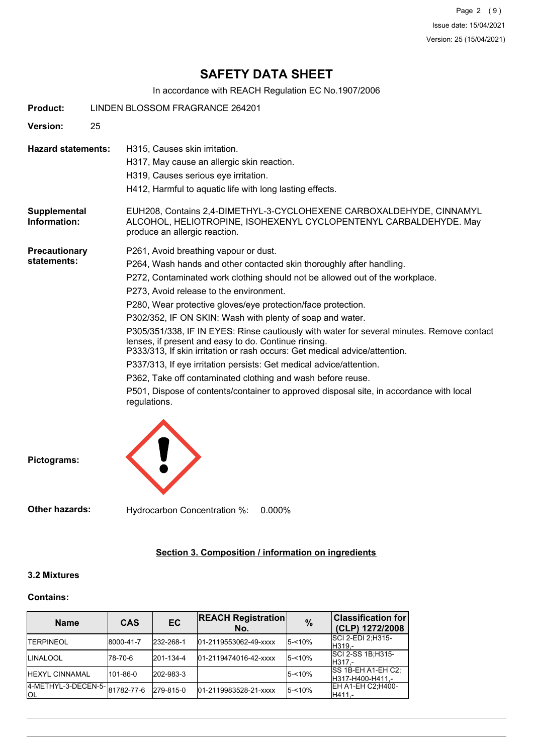# SAFETY DATA SHEET

In accordance with REACH Regulation EC No.1907/2006

**Product:** LINDEN BLOSSOM FRAGRANCE 264201

**Version:** 25

**Hazard statements:**

H315, Causes skin irritation.

H317, May cause an allergic skin reaction.

H319, Causes serious eye irritation.

H412, Harmful to aquatic life with long lasting effects.

**Supplemental Information:**

EUH208, Contains 2,4-DIMETHYL-3-CYCLOHEXENE CARBOXALDEHYDE, CINNAMYL ALCOHOL, HELIOTROPINE, ISOHEXENYL CYCLOPENTENYL CARBALDEHYDE. May produce an allergic reaction.

**Precautionary statements:**

P261, Avoid breathing vapour or dust.

P264, Wash hands and other contacted skin thoroughly after handling.

P272, Contaminated work clothing should not be allowed out of the workplace.

P273, Avoid release to the environment.

P280, Wear protective gloves/eye protection/face protection.

P302/352, IF ON SKIN: Wash with plenty of soap and water.

P305/351/338, IF IN EYES: Rinse cautiously with water for several minutes. Remove contact lenses, if present and easy to do. Continue rinsing.

P333/313, If skin irritation or rash occurs: Get medical advice/attention.

P337/313, If eye irritation persists: Get medical advice/attention.

P362, Take off contaminated clothing and wash before reuse.

P501, Dispose of contents/container to approved disposal site, in accordance with local regulations.

**Pictograms:**

**Other hazards:** Hydrocarbon Concentration %: 0.000%

## Section 3. Composition / information on ingredients

### 3.2 Mixtures

**Contains:**

| Name | CAS | EC | REACH Registration No. | % | Classification for (CLP) 1272/2008 |
| --- | --- | --- | --- | --- | --- |
| TERPINEOL | 8000-41-7 | 232-268-1 | 01-2119553062-49-xxxx | 5-<10% | SCI 2-EDI 2;H315-H319,- |
| LINALOOL | 78-70-6 | 201-134-4 | 01-2119474016-42-xxxx | 5-<10% | SCI 2-SS 1B;H315-H317,- |
| HEXYL CINNAMAL | 101-86-0 | 202-983-3 | | 5-<10% | SS 1B-EH A1-EH C2;H317-H400-H411,- |
| 4-METHYL-3-DECEN-5-OL | 81782-77-6 | 279-815-0 | 01-2119983528-21-xxxx | 5-<10% | EH A1-EH C2;H400-H411,- |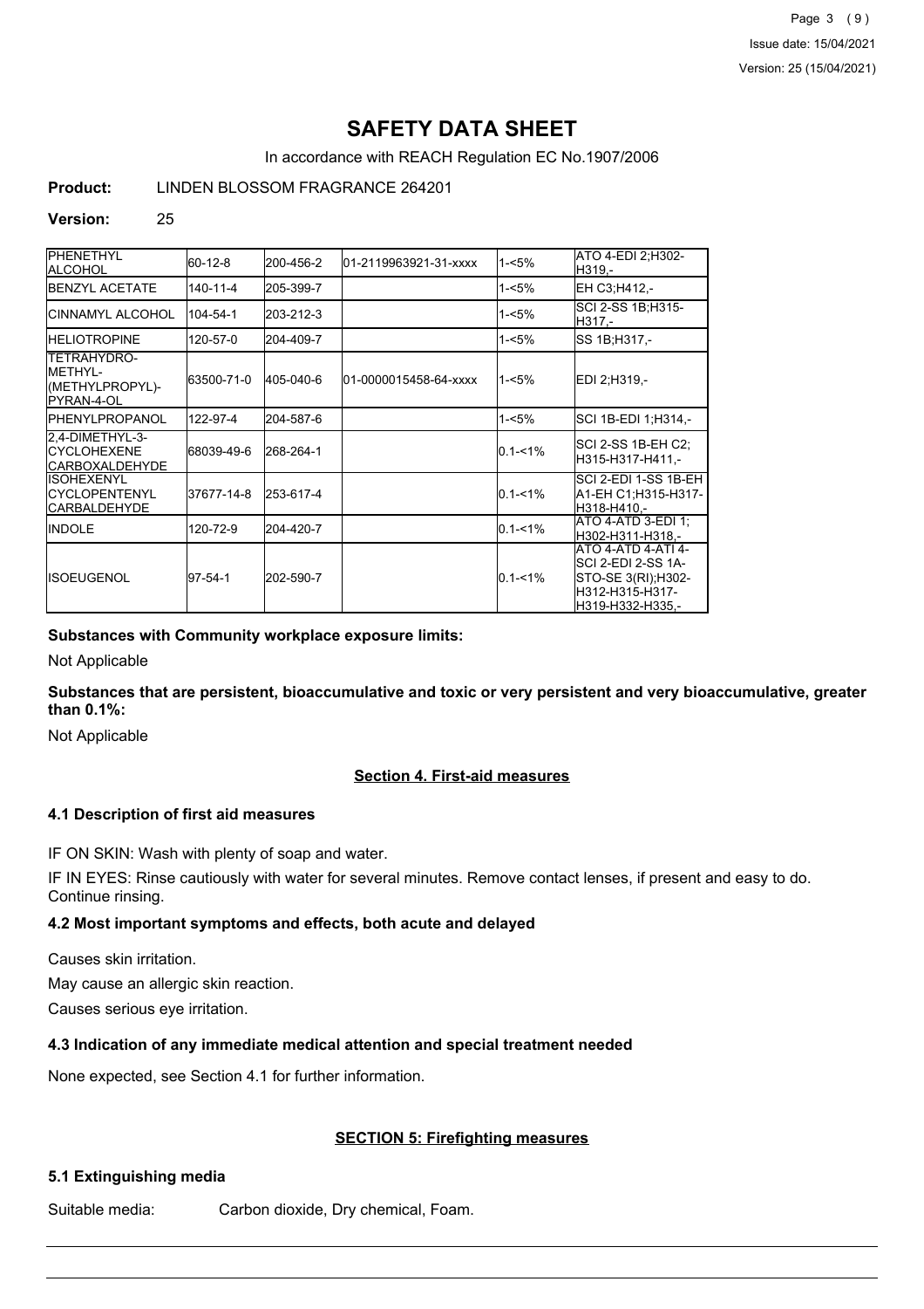# SAFETY DATA SHEET

In accordance with REACH Regulation EC No.1907/2006

**Product:** LINDEN BLOSSOM FRAGRANCE 264201

**Version:** 25

| | | | | | |
|---|---|---|---|---|---|
| PHENETHYL ALCOHOL | 60-12-8 | 200-456-2 | 01-2119963921-31-xxxx | 1-<5% | ATO 4-EDI 2;H302-H319,- |
| BENZYL ACETATE | 140-11-4 | 205-399-7 | | 1-<5% | EH C3;H412,- |
| CINNAMYL ALCOHOL | 104-54-1 | 203-212-3 | | 1-<5% | SCI 2-SS 1B;H315-H317,- |
| HELIOTROPINE | 120-57-0 | 204-409-7 | | 1-<5% | SS 1B;H317,- |
| TETRAHYDRO-METHYL-(METHYLPROPYL)-PYRAN-4-OL | 63500-71-0 | 405-040-6 | 01-0000015458-64-xxxx | 1-<5% | EDI 2;H319,- |
| PHENYLPROPANOL | 122-97-4 | 204-587-6 | | 1-<5% | SCI 1B-EDI 1;H314,- |
| 2,4-DIMETHYL-3-CYCLOHEXENE CARBOXALDEHYDE | 68039-49-6 | 268-264-1 | | 0.1-<1% | SCI 2-SS 1B-EH C2;H315-H317-H411,- |
| ISOHEXENYL CYCLOPENTENYL CARBALDEHYDE | 37677-14-8 | 253-617-4 | | 0.1-<1% | SCI 2-EDI 1-SS 1B-EH A1-EH C1;H315-H317-H318-H410,- |
| INDOLE | 120-72-9 | 204-420-7 | | 0.1-<1% | ATO 4-ATD 3-EDI 1;H302-H311-H318,- |
| ISOEUGENOL | 97-54-1 | 202-590-7 | | 0.1-<1% | ATO 4-ATD 4-ATI 4-SCI 2-EDI 2-SS 1A-STO-SE 3(RI);H302-H312-H315-H317-H319-H332-H335,- |

**Substances with Community workplace exposure limits:**

Not Applicable

**Substances that are persistent, bioaccumulative and toxic or very persistent and very bioaccumulative, greater than 0.1%:**

Not Applicable

## Section 4. First-aid measures

### 4.1 Description of first aid measures

IF ON SKIN: Wash with plenty of soap and water.

IF IN EYES: Rinse cautiously with water for several minutes. Remove contact lenses, if present and easy to do. Continue rinsing.

### 4.2 Most important symptoms and effects, both acute and delayed

Causes skin irritation.

May cause an allergic skin reaction.

Causes serious eye irritation.

### 4.3 Indication of any immediate medical attention and special treatment needed

None expected, see Section 4.1 for further information.

## SECTION 5: Firefighting measures

### 5.1 Extinguishing media

Suitable media: Carbon dioxide, Dry chemical, Foam.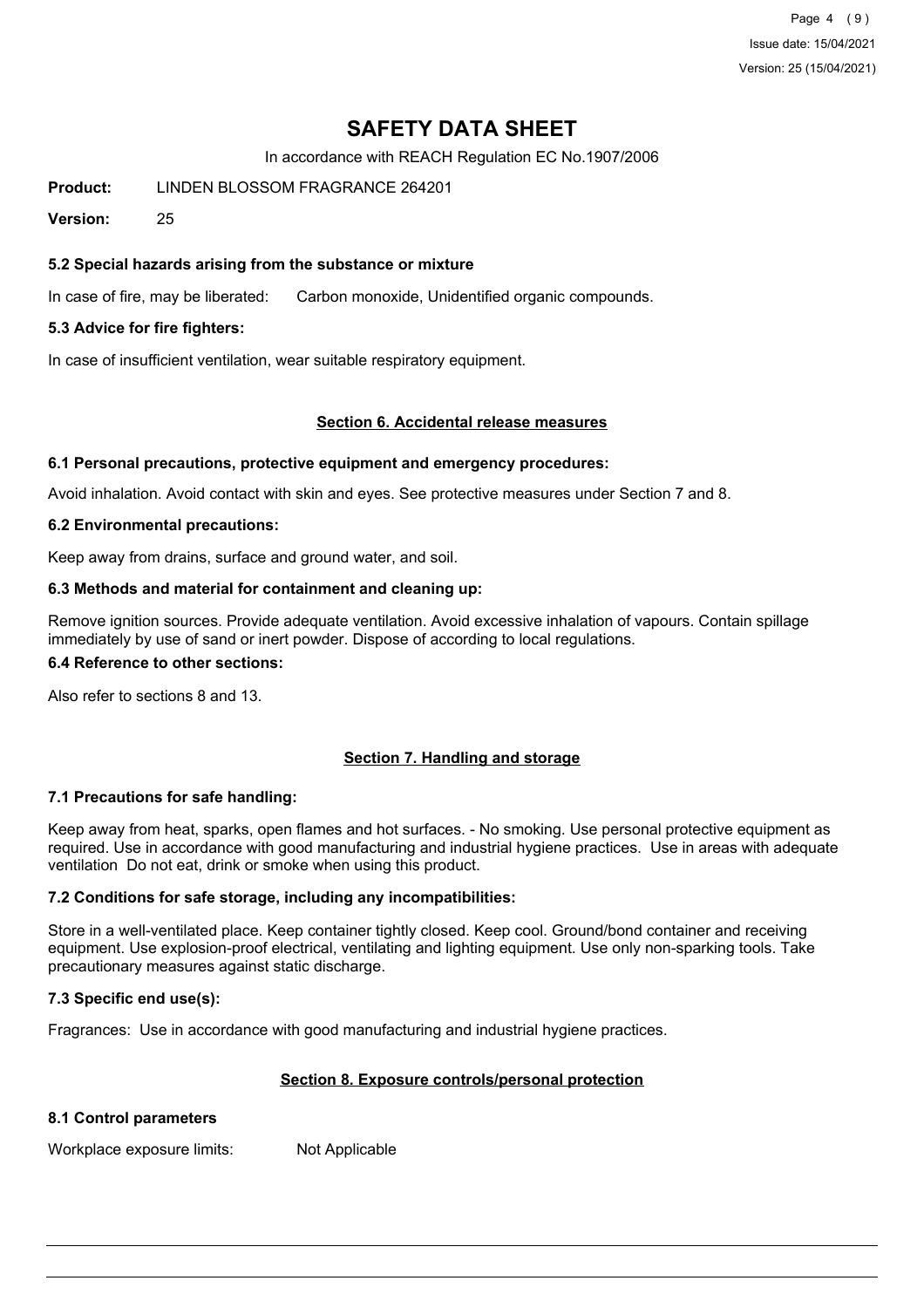# SAFETY DATA SHEET

In accordance with REACH Regulation EC No.1907/2006

**Product:** LINDEN BLOSSOM FRAGRANCE 264201

**Version:** 25

### 5.2 Special hazards arising from the substance or mixture

In case of fire, may be liberated: Carbon monoxide, Unidentified organic compounds.

### 5.3 Advice for fire fighters:

In case of insufficient ventilation, wear suitable respiratory equipment.

## Section 6. Accidental release measures

### 6.1 Personal precautions, protective equipment and emergency procedures:

Avoid inhalation. Avoid contact with skin and eyes. See protective measures under Section 7 and 8.

### 6.2 Environmental precautions:

Keep away from drains, surface and ground water, and soil.

### 6.3 Methods and material for containment and cleaning up:

Remove ignition sources. Provide adequate ventilation. Avoid excessive inhalation of vapours. Contain spillage immediately by use of sand or inert powder. Dispose of according to local regulations.

### 6.4 Reference to other sections:

Also refer to sections 8 and 13.

## Section 7. Handling and storage

### 7.1 Precautions for safe handling:

Keep away from heat, sparks, open flames and hot surfaces. - No smoking. Use personal protective equipment as required. Use in accordance with good manufacturing and industrial hygiene practices. Use in areas with adequate ventilation Do not eat, drink or smoke when using this product.

### 7.2 Conditions for safe storage, including any incompatibilities:

Store in a well-ventilated place. Keep container tightly closed. Keep cool. Ground/bond container and receiving equipment. Use explosion-proof electrical, ventilating and lighting equipment. Use only non-sparking tools. Take precautionary measures against static discharge.

### 7.3 Specific end use(s):

Fragrances: Use in accordance with good manufacturing and industrial hygiene practices.

## Section 8. Exposure controls/personal protection

### 8.1 Control parameters

Workplace exposure limits: Not Applicable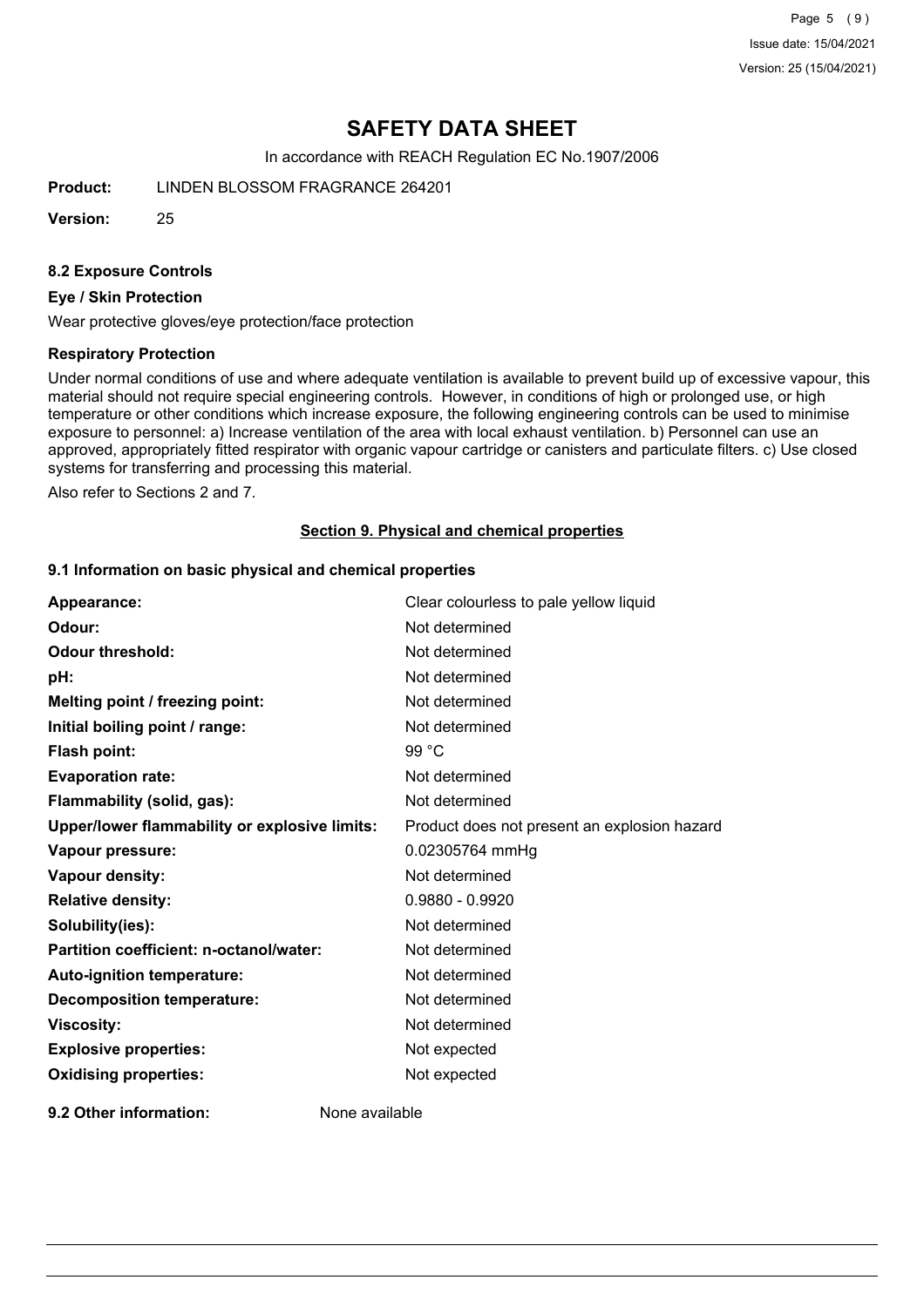# SAFETY DATA SHEET

In accordance with REACH Regulation EC No.1907/2006

**Product:** LINDEN BLOSSOM FRAGRANCE 264201

**Version:** 25

### 8.2 Exposure Controls

#### Eye / Skin Protection

Wear protective gloves/eye protection/face protection

#### Respiratory Protection

Under normal conditions of use and where adequate ventilation is available to prevent build up of excessive vapour, this material should not require special engineering controls. However, in conditions of high or prolonged use, or high temperature or other conditions which increase exposure, the following engineering controls can be used to minimise exposure to personnel: a) Increase ventilation of the area with local exhaust ventilation. b) Personnel can use an approved, appropriately fitted respirator with organic vapour cartridge or canisters and particulate filters. c) Use closed systems for transferring and processing this material.

Also refer to Sections 2 and 7.

## Section 9. Physical and chemical properties

### 9.1 Information on basic physical and chemical properties

| | |
|---|---|
| **Appearance:** | Clear colourless to pale yellow liquid |
| **Odour:** | Not determined |
| **Odour threshold:** | Not determined |
| **pH:** | Not determined |
| **Melting point / freezing point:** | Not determined |
| **Initial boiling point / range:** | Not determined |
| **Flash point:** | 99 °C |
| **Evaporation rate:** | Not determined |
| **Flammability (solid, gas):** | Not determined |
| **Upper/lower flammability or explosive limits:** | Product does not present an explosion hazard |
| **Vapour pressure:** | 0.02305764 mmHg |
| **Vapour density:** | Not determined |
| **Relative density:** | 0.9880 - 0.9920 |
| **Solubility(ies):** | Not determined |
| **Partition coefficient: n-octanol/water:** | Not determined |
| **Auto-ignition temperature:** | Not determined |
| **Decomposition temperature:** | Not determined |
| **Viscosity:** | Not determined |
| **Explosive properties:** | Not expected |
| **Oxidising properties:** | Not expected |

**9.2 Other information:** None available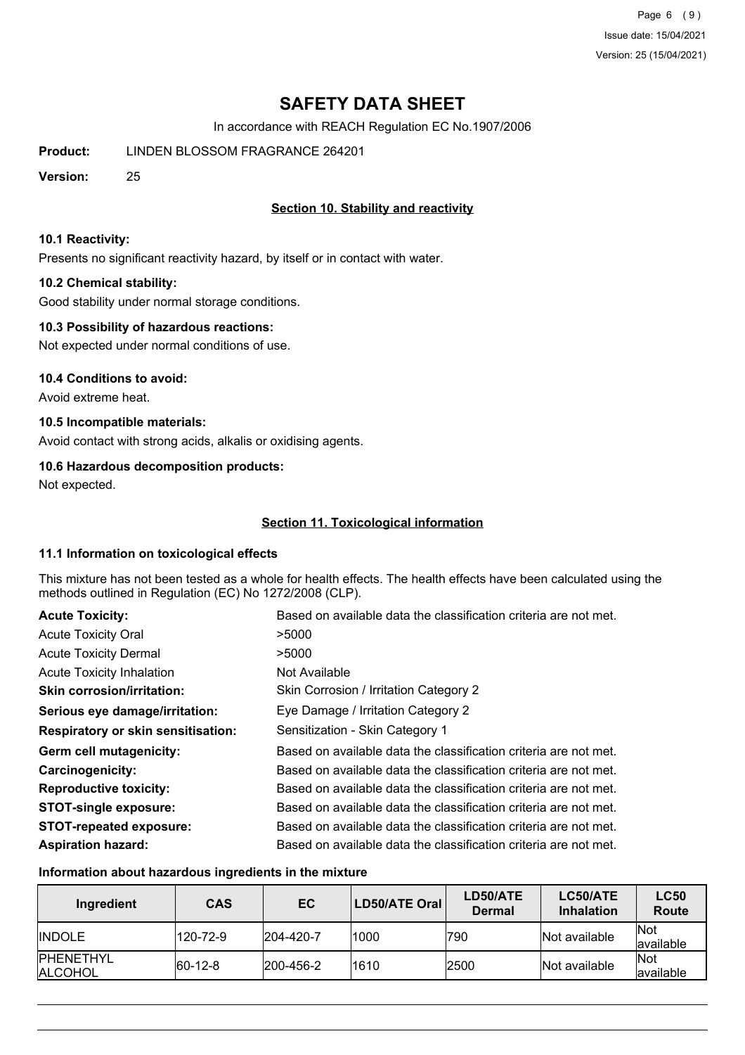# SAFETY DATA SHEET

In accordance with REACH Regulation EC No.1907/2006

**Product:** LINDEN BLOSSOM FRAGRANCE 264201

**Version:** 25

## Section 10. Stability and reactivity

### 10.1 Reactivity:

Presents no significant reactivity hazard, by itself or in contact with water.

### 10.2 Chemical stability:

Good stability under normal storage conditions.

### 10.3 Possibility of hazardous reactions:

Not expected under normal conditions of use.

### 10.4 Conditions to avoid:

Avoid extreme heat.

### 10.5 Incompatible materials:

Avoid contact with strong acids, alkalis or oxidising agents.

### 10.6 Hazardous decomposition products:

Not expected.

## Section 11. Toxicological information

### 11.1 Information on toxicological effects

This mixture has not been tested as a whole for health effects. The health effects have been calculated using the methods outlined in Regulation (EC) No 1272/2008 (CLP).

| | |
|---|---|
| **Acute Toxicity:** | Based on available data the classification criteria are not met. |
| Acute Toxicity Oral | >5000 |
| Acute Toxicity Dermal | >5000 |
| Acute Toxicity Inhalation | Not Available |
| **Skin corrosion/irritation:** | Skin Corrosion / Irritation Category 2 |
| **Serious eye damage/irritation:** | Eye Damage / Irritation Category 2 |
| **Respiratory or skin sensitisation:** | Sensitization - Skin Category 1 |
| **Germ cell mutagenicity:** | Based on available data the classification criteria are not met. |
| **Carcinogenicity:** | Based on available data the classification criteria are not met. |
| **Reproductive toxicity:** | Based on available data the classification criteria are not met. |
| **STOT-single exposure:** | Based on available data the classification criteria are not met. |
| **STOT-repeated exposure:** | Based on available data the classification criteria are not met. |
| **Aspiration hazard:** | Based on available data the classification criteria are not met. |

### Information about hazardous ingredients in the mixture

| Ingredient | CAS | EC | LD50/ATE Oral | LD50/ATE Dermal | LC50/ATE Inhalation | LC50 Route |
|---|---|---|---|---|---|---|
| INDOLE | 120-72-9 | 204-420-7 | 1000 | 790 | Not available | Not available |
| PHENETHYL ALCOHOL | 60-12-8 | 200-456-2 | 1610 | 2500 | Not available | Not available |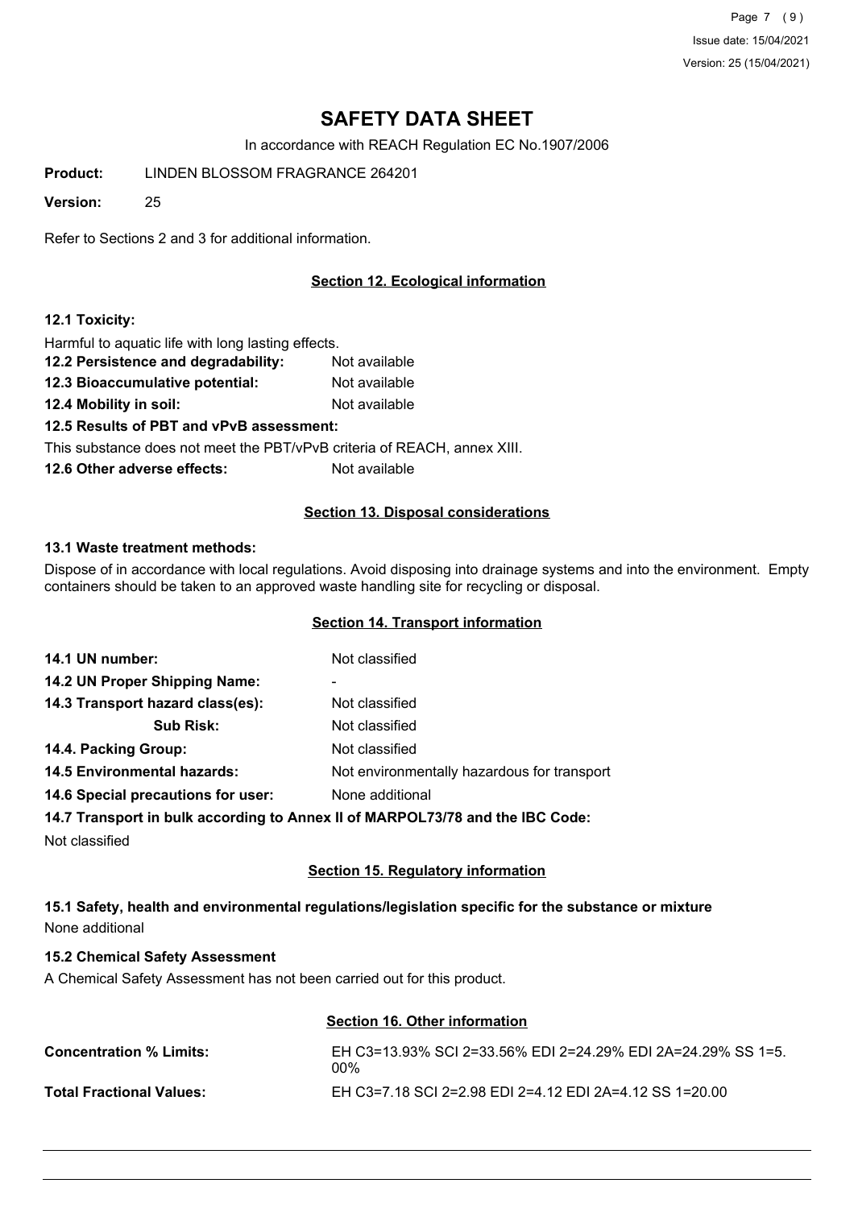# SAFETY DATA SHEET

In accordance with REACH Regulation EC No.1907/2006

**Product:** LINDEN BLOSSOM FRAGRANCE 264201

**Version:** 25

Refer to Sections 2 and 3 for additional information.

## Section 12. Ecological information

**12.1 Toxicity:**

Harmful to aquatic life with long lasting effects.

**12.2 Persistence and degradability:** Not available

**12.3 Bioaccumulative potential:** Not available

**12.4 Mobility in soil:** Not available

**12.5 Results of PBT and vPvB assessment:**

This substance does not meet the PBT/vPvB criteria of REACH, annex XIII.

**12.6 Other adverse effects:** Not available

## Section 13. Disposal considerations

**13.1 Waste treatment methods:**

Dispose of in accordance with local regulations. Avoid disposing into drainage systems and into the environment. Empty containers should be taken to an approved waste handling site for recycling or disposal.

## Section 14. Transport information

**14.1 UN number:** Not classified

**14.2 UN Proper Shipping Name:** -

**14.3 Transport hazard class(es):** Not classified

**Sub Risk:** Not classified

**14.4. Packing Group:** Not classified

**14.5 Environmental hazards:** Not environmentally hazardous for transport

**14.6 Special precautions for user:** None additional

**14.7 Transport in bulk according to Annex II of MARPOL73/78 and the IBC Code:**

Not classified

## Section 15. Regulatory information

**15.1 Safety, health and environmental regulations/legislation specific for the substance or mixture**

None additional

**15.2 Chemical Safety Assessment**

A Chemical Safety Assessment has not been carried out for this product.

## Section 16. Other information

**Concentration % Limits:** EH C3=13.93% SCI 2=33.56% EDI 2=24.29% EDI 2A=24.29% SS 1=5.00%

**Total Fractional Values:** EH C3=7.18 SCI 2=2.98 EDI 2=4.12 EDI 2A=4.12 SS 1=20.00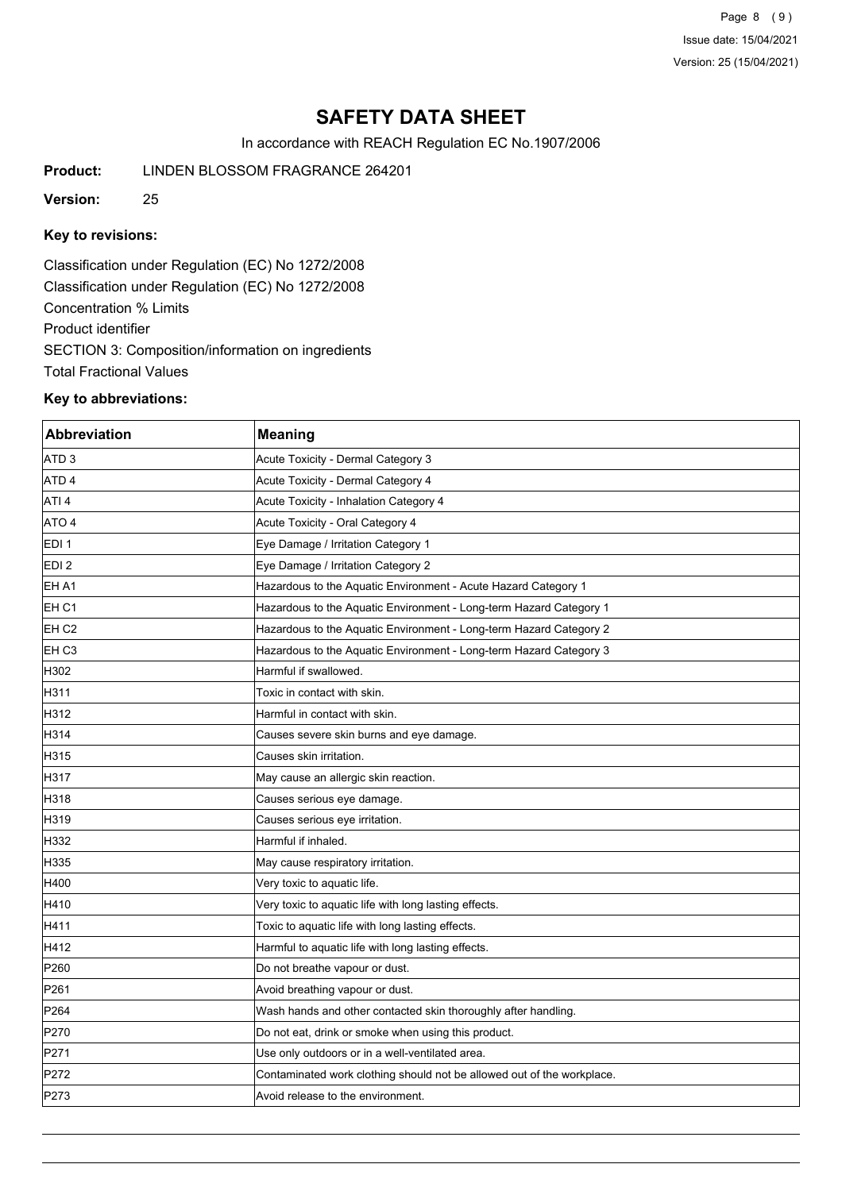# SAFETY DATA SHEET

In accordance with REACH Regulation EC No.1907/2006

**Product:** LINDEN BLOSSOM FRAGRANCE 264201

**Version:** 25

**Key to revisions:**

Classification under Regulation (EC) No 1272/2008
Classification under Regulation (EC) No 1272/2008
Concentration % Limits
Product identifier
SECTION 3: Composition/information on ingredients
Total Fractional Values

**Key to abbreviations:**

| Abbreviation | Meaning |
|---|---|
| ATD 3 | Acute Toxicity - Dermal Category 3 |
| ATD 4 | Acute Toxicity - Dermal Category 4 |
| ATI 4 | Acute Toxicity - Inhalation Category 4 |
| ATO 4 | Acute Toxicity - Oral Category 4 |
| EDI 1 | Eye Damage / Irritation Category 1 |
| EDI 2 | Eye Damage / Irritation Category 2 |
| EH A1 | Hazardous to the Aquatic Environment - Acute Hazard Category 1 |
| EH C1 | Hazardous to the Aquatic Environment - Long-term Hazard Category 1 |
| EH C2 | Hazardous to the Aquatic Environment - Long-term Hazard Category 2 |
| EH C3 | Hazardous to the Aquatic Environment - Long-term Hazard Category 3 |
| H302 | Harmful if swallowed. |
| H311 | Toxic in contact with skin. |
| H312 | Harmful in contact with skin. |
| H314 | Causes severe skin burns and eye damage. |
| H315 | Causes skin irritation. |
| H317 | May cause an allergic skin reaction. |
| H318 | Causes serious eye damage. |
| H319 | Causes serious eye irritation. |
| H332 | Harmful if inhaled. |
| H335 | May cause respiratory irritation. |
| H400 | Very toxic to aquatic life. |
| H410 | Very toxic to aquatic life with long lasting effects. |
| H411 | Toxic to aquatic life with long lasting effects. |
| H412 | Harmful to aquatic life with long lasting effects. |
| P260 | Do not breathe vapour or dust. |
| P261 | Avoid breathing vapour or dust. |
| P264 | Wash hands and other contacted skin thoroughly after handling. |
| P270 | Do not eat, drink or smoke when using this product. |
| P271 | Use only outdoors or in a well-ventilated area. |
| P272 | Contaminated work clothing should not be allowed out of the workplace. |
| P273 | Avoid release to the environment. |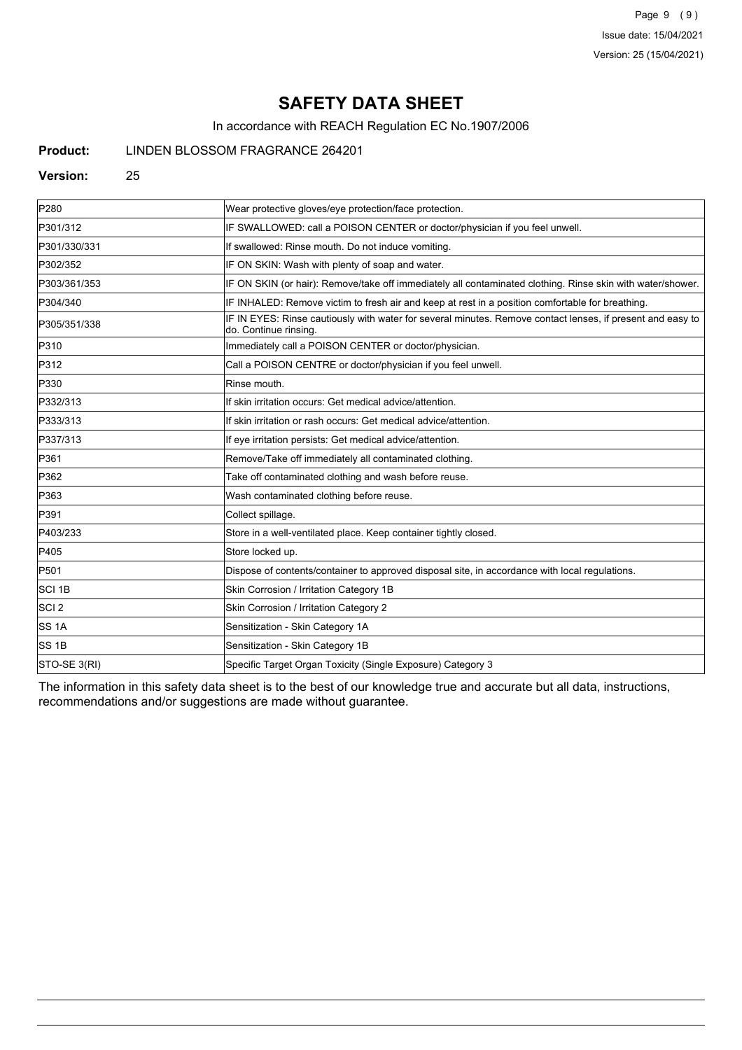# SAFETY DATA SHEET

In accordance with REACH Regulation EC No.1907/2006

**Product:** LINDEN BLOSSOM FRAGRANCE 264201

**Version:** 25

| | |
|---|---|
| P280 | Wear protective gloves/eye protection/face protection. |
| P301/312 | IF SWALLOWED: call a POISON CENTER or doctor/physician if you feel unwell. |
| P301/330/331 | If swallowed: Rinse mouth. Do not induce vomiting. |
| P302/352 | IF ON SKIN: Wash with plenty of soap and water. |
| P303/361/353 | IF ON SKIN (or hair): Remove/take off immediately all contaminated clothing. Rinse skin with water/shower. |
| P304/340 | IF INHALED: Remove victim to fresh air and keep at rest in a position comfortable for breathing. |
| P305/351/338 | IF IN EYES: Rinse cautiously with water for several minutes. Remove contact lenses, if present and easy to do. Continue rinsing. |
| P310 | Immediately call a POISON CENTER or doctor/physician. |
| P312 | Call a POISON CENTRE or doctor/physician if you feel unwell. |
| P330 | Rinse mouth. |
| P332/313 | If skin irritation occurs: Get medical advice/attention. |
| P333/313 | If skin irritation or rash occurs: Get medical advice/attention. |
| P337/313 | If eye irritation persists: Get medical advice/attention. |
| P361 | Remove/Take off immediately all contaminated clothing. |
| P362 | Take off contaminated clothing and wash before reuse. |
| P363 | Wash contaminated clothing before reuse. |
| P391 | Collect spillage. |
| P403/233 | Store in a well-ventilated place. Keep container tightly closed. |
| P405 | Store locked up. |
| P501 | Dispose of contents/container to approved disposal site, in accordance with local regulations. |
| SCI 1B | Skin Corrosion / Irritation Category 1B |
| SCI 2 | Skin Corrosion / Irritation Category 2 |
| SS 1A | Sensitization - Skin Category 1A |
| SS 1B | Sensitization - Skin Category 1B |
| STO-SE 3(RI) | Specific Target Organ Toxicity (Single Exposure) Category 3 |

The information in this safety data sheet is to the best of our knowledge true and accurate but all data, instructions, recommendations and/or suggestions are made without guarantee.